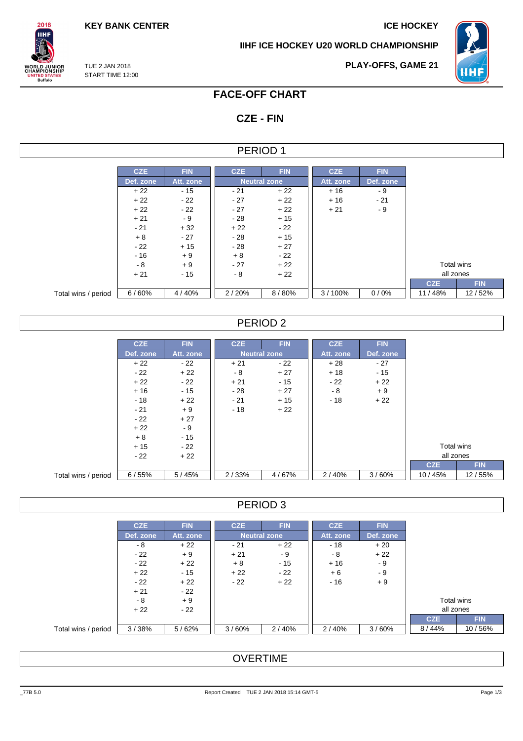KEY BANK CENTER

ICE HOCKEY

IIHF ICE HOCKEY U20 WORLD CHAMPIONSHIP

TUE 2 JAN 2018
START TIME 12:00

PLAY-OFFS, GAME 21

# FACE-OFF CHART

## CZE - FIN

### PERIOD 1

| | CZE | FIN | CZE | FIN | CZE | FIN | | |
|---|---|---|---|---|---|---|---|---|
| | Def. zone | Att. zone | Neutral zone | | Att. zone | Def. zone | | |
| | + 22 | - 15 | - 21 | + 22 | + 16 | - 9 | | |
| | + 22 | - 22 | - 27 | + 22 | + 16 | - 21 | | |
| | + 22 | - 22 | - 27 | + 22 | + 21 | - 9 | | |
| | + 21 | - 9 | - 28 | + 15 | | | | |
| | - 21 | + 32 | + 22 | - 22 | | | | |
| | + 8 | - 27 | - 28 | + 15 | | | | |
| | - 22 | + 15 | - 28 | + 27 | | | | |
| | - 16 | + 9 | + 8 | - 22 | | | | |
| | - 8 | + 9 | - 27 | + 22 | | | Total wins all zones | |
| | + 21 | - 15 | - 8 | + 22 | | | CZE | FIN |
| Total wins / period | 6 / 60% | 4 / 40% | 2 / 20% | 8 / 80% | 3 / 100% | 0 / 0% | 11 / 48% | 12 / 52% |

### PERIOD 2

| | CZE | FIN | CZE | FIN | CZE | FIN | | |
|---|---|---|---|---|---|---|---|---|
| | Def. zone | Att. zone | Neutral zone | | Att. zone | Def. zone | | |
| | + 22 | - 22 | + 21 | - 22 | + 28 | - 27 | | |
| | - 22 | + 22 | - 8 | + 27 | + 18 | - 15 | | |
| | + 22 | - 22 | + 21 | - 15 | - 22 | + 22 | | |
| | + 16 | - 15 | - 28 | + 27 | - 8 | + 9 | | |
| | - 18 | + 22 | - 21 | + 15 | - 18 | + 22 | | |
| | - 21 | + 9 | - 18 | + 22 | | | | |
| | - 22 | + 27 | | | | | | |
| | + 22 | - 9 | | | | | | |
| | + 8 | - 15 | | | | | | |
| | + 15 | - 22 | | | | | Total wins all zones | |
| | - 22 | + 22 | | | | | CZE | FIN |
| Total wins / period | 6 / 55% | 5 / 45% | 2 / 33% | 4 / 67% | 2 / 40% | 3 / 60% | 10 / 45% | 12 / 55% |

### PERIOD 3

| | CZE | FIN | CZE | FIN | CZE | FIN | | |
|---|---|---|---|---|---|---|---|---|
| | Def. zone | Att. zone | Neutral zone | | Att. zone | Def. zone | | |
| | - 8 | + 22 | - 21 | + 22 | - 18 | + 20 | | |
| | - 22 | + 9 | + 21 | - 9 | - 8 | + 22 | | |
| | - 22 | + 22 | + 8 | - 15 | + 16 | - 9 | | |
| | + 22 | - 15 | + 22 | - 22 | + 6 | - 9 | | |
| | - 22 | + 22 | - 22 | + 22 | - 16 | + 9 | | |
| | + 21 | - 22 | | | | | | |
| | - 8 | + 9 | | | | | Total wins all zones | |
| | + 22 | - 22 | | | | | CZE | FIN |
| Total wins / period | 3 / 38% | 5 / 62% | 3 / 60% | 2 / 40% | 2 / 40% | 3 / 60% | 8 / 44% | 10 / 56% |

### OVERTIME

_77B 5.0

Report Created TUE 2 JAN 2018 15:14 GMT-5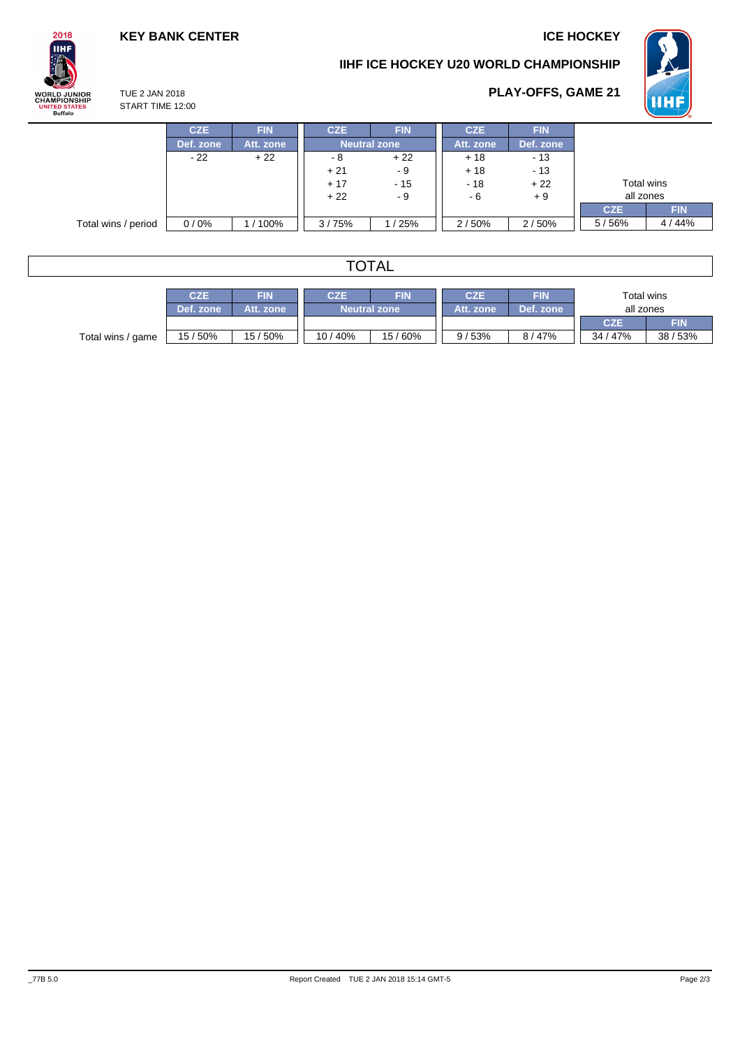**KEY BANK CENTER**

**ICE HOCKEY**

**IIHF ICE HOCKEY U20 WORLD CHAMPIONSHIP**

TUE 2 JAN 2018
START TIME 12:00

**PLAY-OFFS, GAME 21**

| | CZE | FIN | CZE | FIN | CZE | FIN | | |
|---|---|---|---|---|---|---|---|---|
| | Def. zone | Att. zone | Neutral zone | | Att. zone | Def. zone | | |
| | - 22 | + 22 | - 8 | + 22 | + 18 | - 13 | | |
| | | | + 21 | - 9 | + 18 | - 13 | | |
| | | | + 17 | - 15 | - 18 | + 22 | Total wins all zones | |
| | | | + 22 | - 9 | - 6 | + 9 | | |
| | | | | | | | CZE | FIN |
| Total wins / period | 0 / 0% | 1 / 100% | 3 / 75% | 1 / 25% | 2 / 50% | 2 / 50% | 5 / 56% | 4 / 44% |

## TOTAL

| | CZE | FIN | CZE | FIN | CZE | FIN | Total wins all zones | |
|---|---|---|---|---|---|---|---|---|
| | Def. zone | Att. zone | Neutral zone | | Att. zone | Def. zone | CZE | FIN |
| Total wins / game | 15 / 50% | 15 / 50% | 10 / 40% | 15 / 60% | 9 / 53% | 8 / 47% | 34 / 47% | 38 / 53% |

_77B 5.0 Report Created TUE 2 JAN 2018 15:14 GMT-5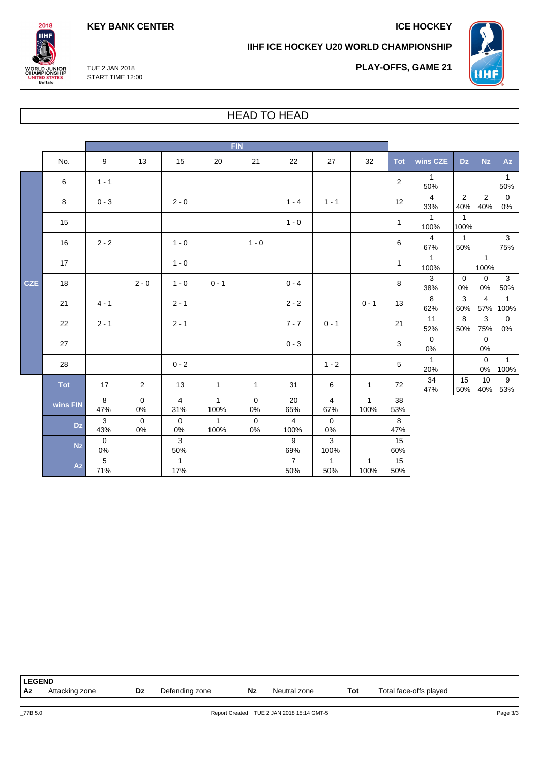KEY BANK CENTER

ICE HOCKEY

IIHF ICE HOCKEY U20 WORLD CHAMPIONSHIP

TUE 2 JAN 2018
START TIME 12:00

PLAY-OFFS, GAME 21

# HEAD TO HEAD

| | | FIN | | | | | | | | | | | | |
|---|---|---|---|---|---|---|---|---|---|---|---|---|---|---|
| | No. | 9 | 13 | 15 | 20 | 21 | 22 | 27 | 32 | Tot | wins CZE | Dz | Nz | Az |
| CZE | 6 | 1 - 1 | | | | | | | | 2 | 1 50% | | | 1 50% |
| | 8 | 0 - 3 | | 2 - 0 | | | 1 - 4 | 1 - 1 | | 12 | 4 33% | 2 40% | 2 40% | 0 0% |
| | 15 | | | | | | 1 - 0 | | | 1 | 1 100% | 1 100% | | |
| | 16 | 2 - 2 | | 1 - 0 | | 1 - 0 | | | | 6 | 4 67% | 1 50% | | 3 75% |
| | 17 | | | 1 - 0 | | | | | | 1 | 1 100% | | 1 100% | |
| | 18 | | 2 - 0 | 1 - 0 | 0 - 1 | | 0 - 4 | | | 8 | 3 38% | 0 0% | 0 0% | 3 50% |
| | 21 | 4 - 1 | | 2 - 1 | | | 2 - 2 | | 0 - 1 | 13 | 8 62% | 3 60% | 4 57% | 1 100% |
| | 22 | 2 - 1 | | 2 - 1 | | | 7 - 7 | 0 - 1 | | 21 | 11 52% | 8 50% | 3 75% | 0 0% |
| | 27 | | | | | | 0 - 3 | | | 3 | 0 0% | | 0 0% | |
| | 28 | | | 0 - 2 | | | | 1 - 2 | | 5 | 1 20% | | 0 0% | 1 100% |
| | Tot | 17 | 2 | 13 | 1 | 1 | 31 | 6 | 1 | 72 | 34 47% | 15 50% | 10 40% | 9 53% |
| | wins FIN | 8 47% | 0 0% | 4 31% | 1 100% | 0 0% | 20 65% | 4 67% | 1 100% | 38 53% | | | | |
| | Dz | 3 43% | 0 0% | 0 0% | 1 100% | 0 0% | 4 100% | 0 0% | | 8 47% | | | | |
| | Nz | 0 0% | | 3 50% | | | 9 69% | 3 100% | | 15 60% | | | | |
| | Az | 5 71% | | 1 17% | | | 7 50% | 1 50% | 1 100% | 15 50% | | | | |

**LEGEND**

| | | | | | | | |
|---|---|---|---|---|---|---|---|
| **Az** | Attacking zone | **Dz** | Defending zone | **Nz** | Neutral zone | **Tot** | Total face-offs played |

_77B 5.0 Report Created TUE 2 JAN 2018 15:14 GMT-5